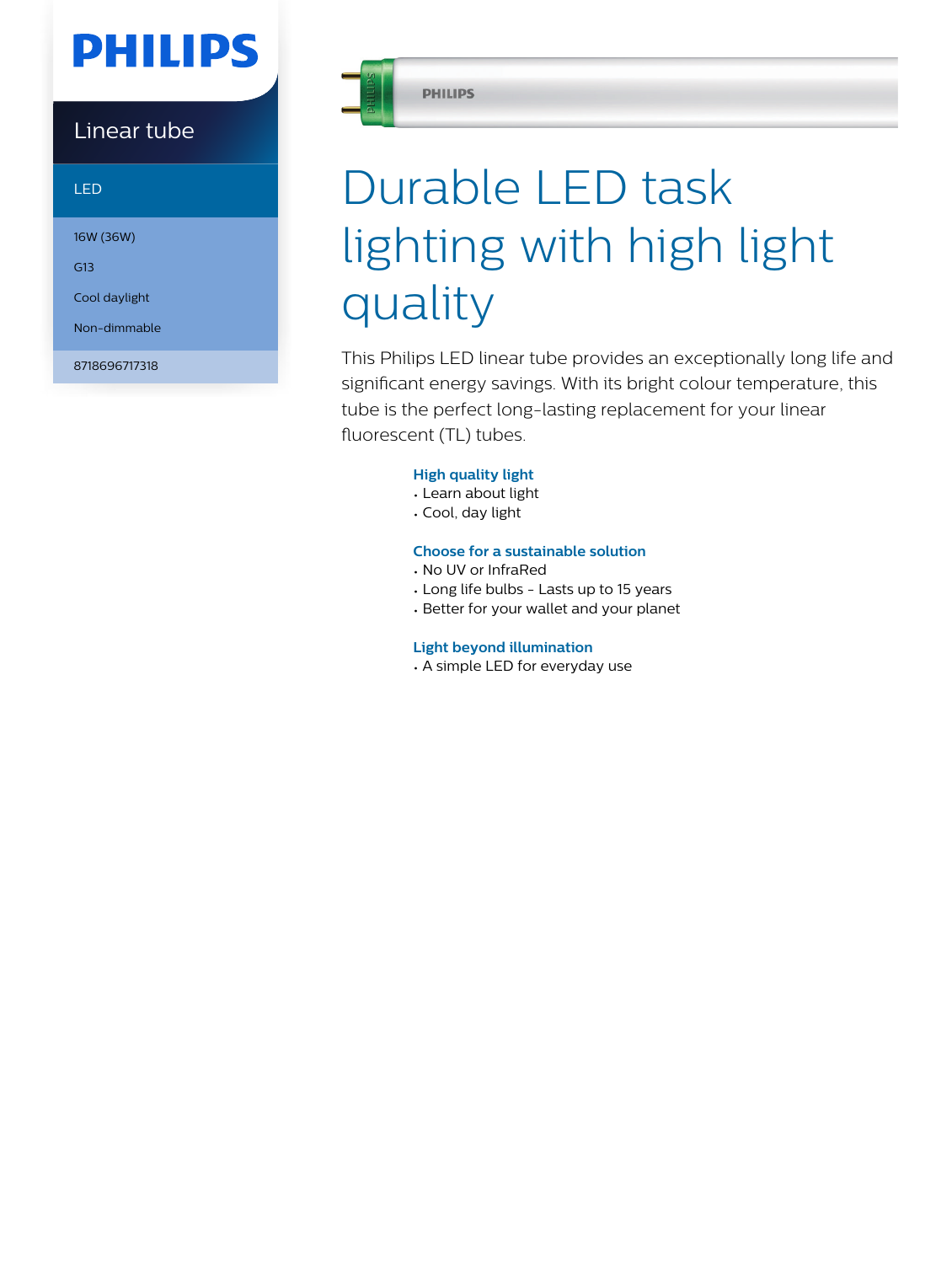PHILIPS

Linear tube

LED

16W (36W)

G13

Cool daylight

Non-dimmable

8718696717318

# Durable LED task lighting with high light quality

This Philips LED linear tube provides an exceptionally long life and significant energy savings. With its bright colour temperature, this tube is the perfect long-lasting replacement for your linear fluorescent (TL) tubes.

### High quality light

- Learn about light
- Cool, day light

### Choose for a sustainable solution

- No UV or InfraRed
- Long life bulbs - Lasts up to 15 years
- Better for your wallet and your planet

### Light beyond illumination

- A simple LED for everyday use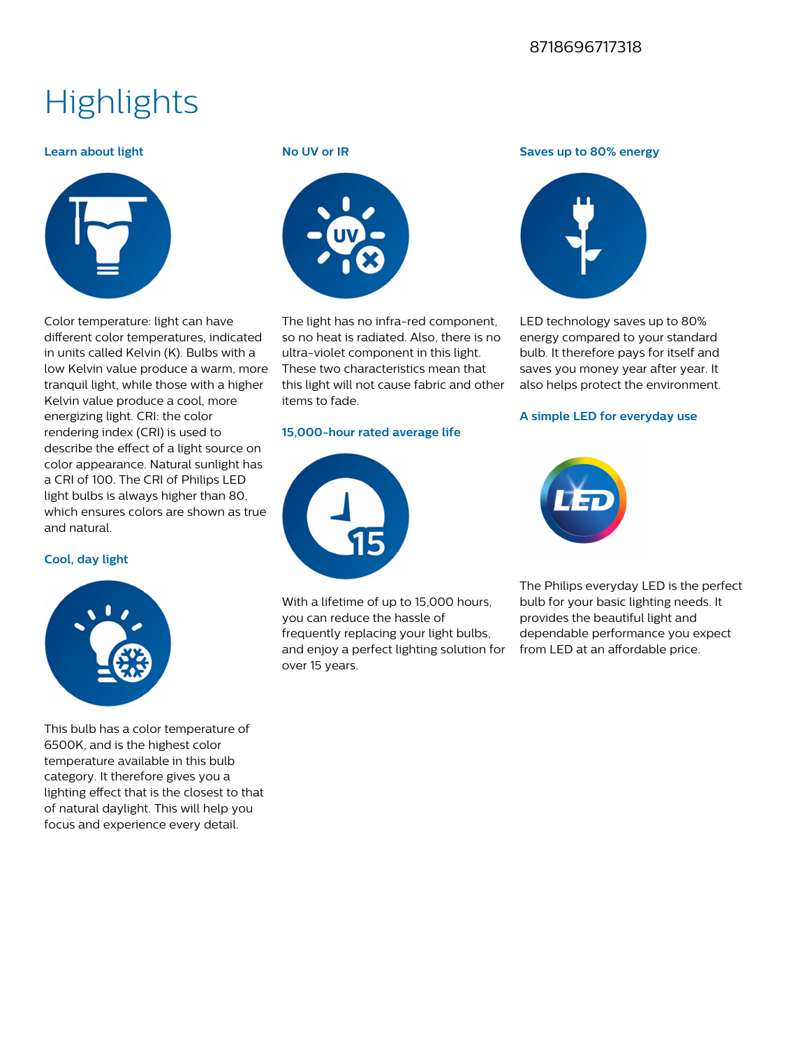8718696717318

# Highlights

### Learn about light

Color temperature: light can have different color temperatures, indicated in units called Kelvin (K). Bulbs with a low Kelvin value produce a warm, more tranquil light, while those with a higher Kelvin value produce a cool, more energizing light. CRI: the color rendering index (CRI) is used to describe the effect of a light source on color appearance. Natural sunlight has a CRI of 100. The CRI of Philips LED light bulbs is always higher than 80, which ensures colors are shown as true and natural.

### Cool, day light

This bulb has a color temperature of 6500K, and is the highest color temperature available in this bulb category. It therefore gives you a lighting effect that is the closest to that of natural daylight. This will help you focus and experience every detail.

### No UV or IR

The light has no infra-red component, so no heat is radiated. Also, there is no ultra-violet component in this light. These two characteristics mean that this light will not cause fabric and other items to fade.

### 15,000-hour rated average life

With a lifetime of up to 15,000 hours, you can reduce the hassle of frequently replacing your light bulbs, and enjoy a perfect lighting solution for over 15 years.

### Saves up to 80% energy

LED technology saves up to 80% energy compared to your standard bulb. It therefore pays for itself and saves you money year after year. It also helps protect the environment.

### A simple LED for everyday use

The Philips everyday LED is the perfect bulb for your basic lighting needs. It provides the beautiful light and dependable performance you expect from LED at an affordable price.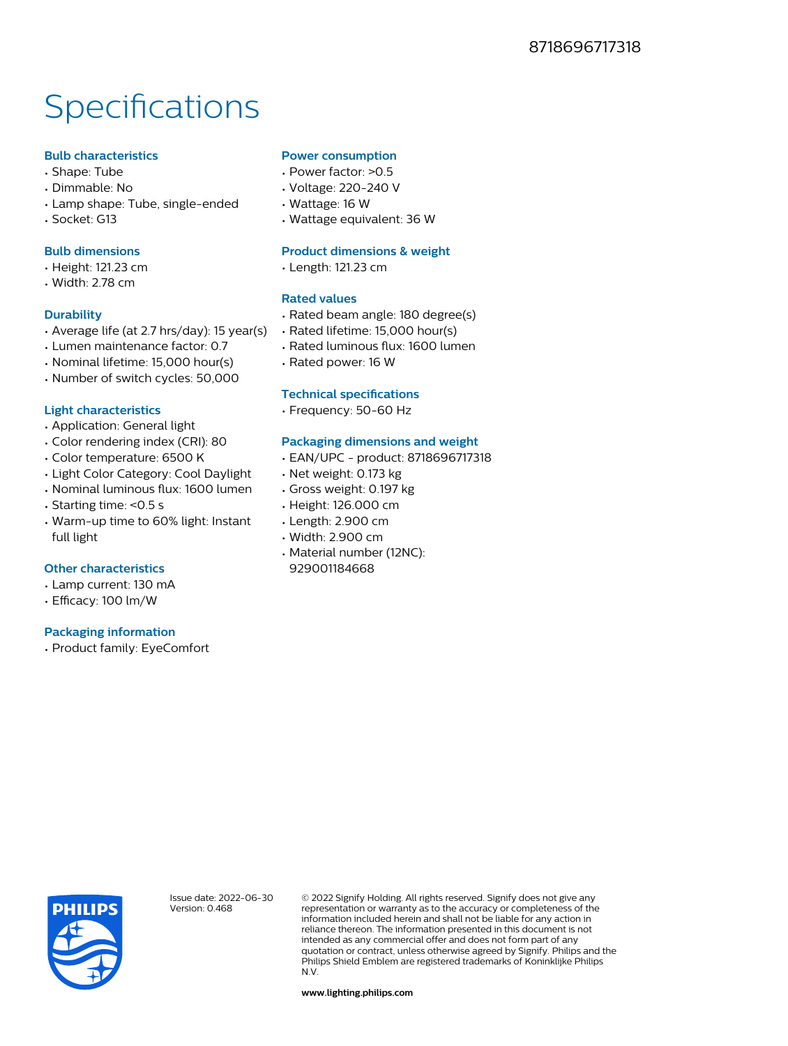8718696717318

# Specifications

### Bulb characteristics

- Shape: Tube
- Dimmable: No
- Lamp shape: Tube, single-ended
- Socket: G13

### Bulb dimensions

- Height: 121.23 cm
- Width: 2.78 cm

### Durability

- Average life (at 2.7 hrs/day): 15 year(s)
- Lumen maintenance factor: 0.7
- Nominal lifetime: 15,000 hour(s)
- Number of switch cycles: 50,000

### Light characteristics

- Application: General light
- Color rendering index (CRI): 80
- Color temperature: 6500 K
- Light Color Category: Cool Daylight
- Nominal luminous flux: 1600 lumen
- Starting time: <0.5 s
- Warm-up time to 60% light: Instant full light

### Other characteristics

- Lamp current: 130 mA
- Efficacy: 100 lm/W

### Packaging information

- Product family: EyeComfort

### Power consumption

- Power factor: >0.5
- Voltage: 220-240 V
- Wattage: 16 W
- Wattage equivalent: 36 W

### Product dimensions & weight

- Length: 121.23 cm

### Rated values

- Rated beam angle: 180 degree(s)
- Rated lifetime: 15,000 hour(s)
- Rated luminous flux: 1600 lumen
- Rated power: 16 W

### Technical specifications

- Frequency: 50-60 Hz

### Packaging dimensions and weight

- EAN/UPC - product: 8718696717318
- Net weight: 0.173 kg
- Gross weight: 0.197 kg
- Height: 126.000 cm
- Length: 2.900 cm
- Width: 2.900 cm
- Material number (12NC): 929001184668

Issue date: 2022-06-30
Version: 0.468

© 2022 Signify Holding. All rights reserved. Signify does not give any representation or warranty as to the accuracy or completeness of the information included herein and shall not be liable for any action in reliance thereon. The information presented in this document is not intended as any commercial offer and does not form part of any quotation or contract, unless otherwise agreed by Signify. Philips and the Philips Shield Emblem are registered trademarks of Koninklijke Philips N.V.

**www.lighting.philips.com**